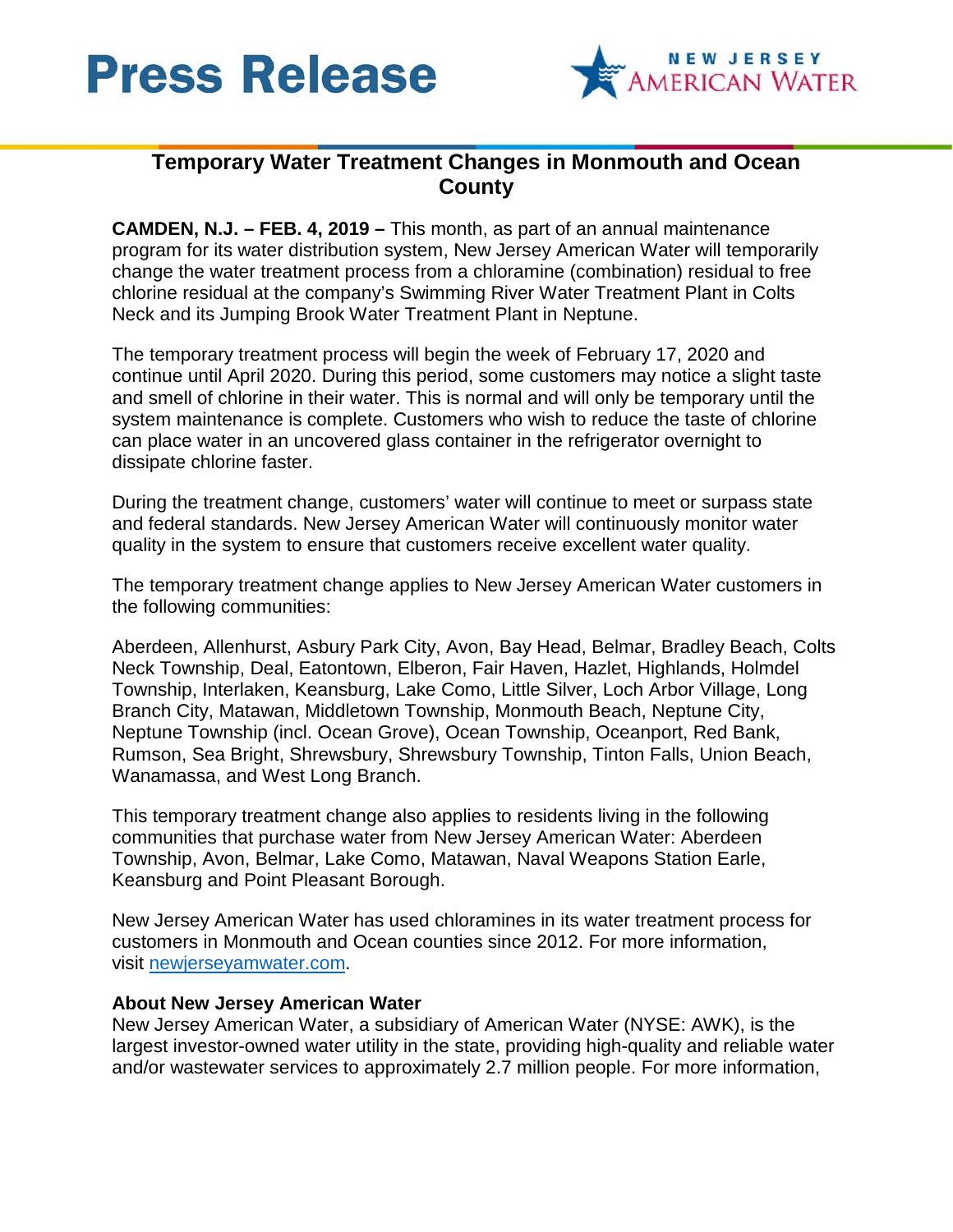# Press Release

NEW JERSEY AMERICAN WATER

## Temporary Water Treatment Changes in Monmouth and Ocean County

**CAMDEN, N.J. – FEB. 4, 2019 –** This month, as part of an annual maintenance program for its water distribution system, New Jersey American Water will temporarily change the water treatment process from a chloramine (combination) residual to free chlorine residual at the company's Swimming River Water Treatment Plant in Colts Neck and its Jumping Brook Water Treatment Plant in Neptune.

The temporary treatment process will begin the week of February 17, 2020 and continue until April 2020. During this period, some customers may notice a slight taste and smell of chlorine in their water. This is normal and will only be temporary until the system maintenance is complete. Customers who wish to reduce the taste of chlorine can place water in an uncovered glass container in the refrigerator overnight to dissipate chlorine faster.

During the treatment change, customers' water will continue to meet or surpass state and federal standards. New Jersey American Water will continuously monitor water quality in the system to ensure that customers receive excellent water quality.

The temporary treatment change applies to New Jersey American Water customers in the following communities:

Aberdeen, Allenhurst, Asbury Park City, Avon, Bay Head, Belmar, Bradley Beach, Colts Neck Township, Deal, Eatontown, Elberon, Fair Haven, Hazlet, Highlands, Holmdel Township, Interlaken, Keansburg, Lake Como, Little Silver, Loch Arbor Village, Long Branch City, Matawan, Middletown Township, Monmouth Beach, Neptune City, Neptune Township (incl. Ocean Grove), Ocean Township, Oceanport, Red Bank, Rumson, Sea Bright, Shrewsbury, Shrewsbury Township, Tinton Falls, Union Beach, Wanamassa, and West Long Branch.

This temporary treatment change also applies to residents living in the following communities that purchase water from New Jersey American Water: Aberdeen Township, Avon, Belmar, Lake Como, Matawan, Naval Weapons Station Earle, Keansburg and Point Pleasant Borough.

New Jersey American Water has used chloramines in its water treatment process for customers in Monmouth and Ocean counties since 2012. For more information, visit [newjerseyamwater.com](newjerseyamwater.com).

**About New Jersey American Water**
New Jersey American Water, a subsidiary of American Water (NYSE: AWK), is the largest investor-owned water utility in the state, providing high-quality and reliable water and/or wastewater services to approximately 2.7 million people. For more information,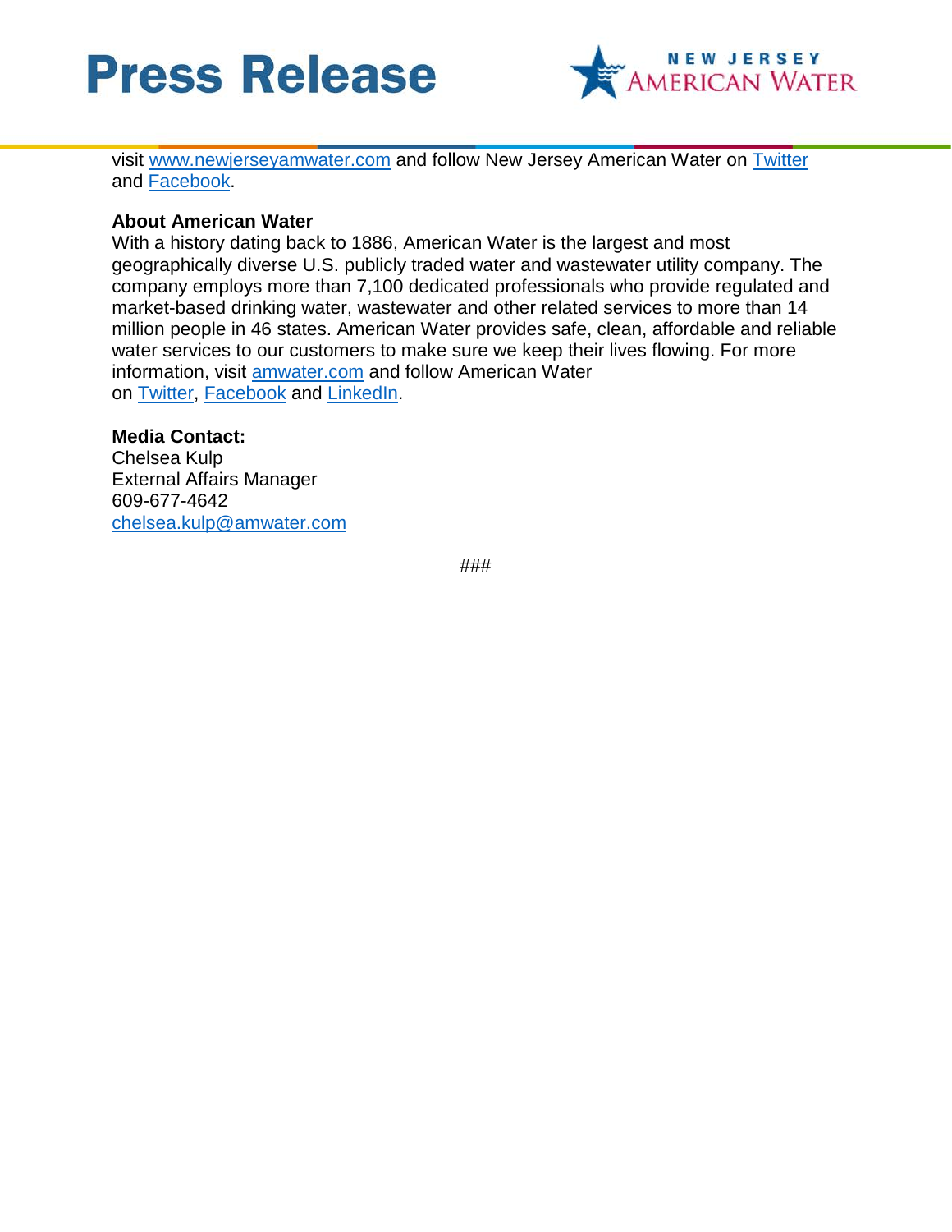visit www.newjerseyamwater.com and follow New Jersey American Water on Twitter and Facebook.

**About American Water**
With a history dating back to 1886, American Water is the largest and most geographically diverse U.S. publicly traded water and wastewater utility company. The company employs more than 7,100 dedicated professionals who provide regulated and market-based drinking water, wastewater and other related services to more than 14 million people in 46 states. American Water provides safe, clean, affordable and reliable water services to our customers to make sure we keep their lives flowing. For more information, visit amwater.com and follow American Water on Twitter, Facebook and LinkedIn.

**Media Contact:**
Chelsea Kulp
External Affairs Manager
609-677-4642
chelsea.kulp@amwater.com

###